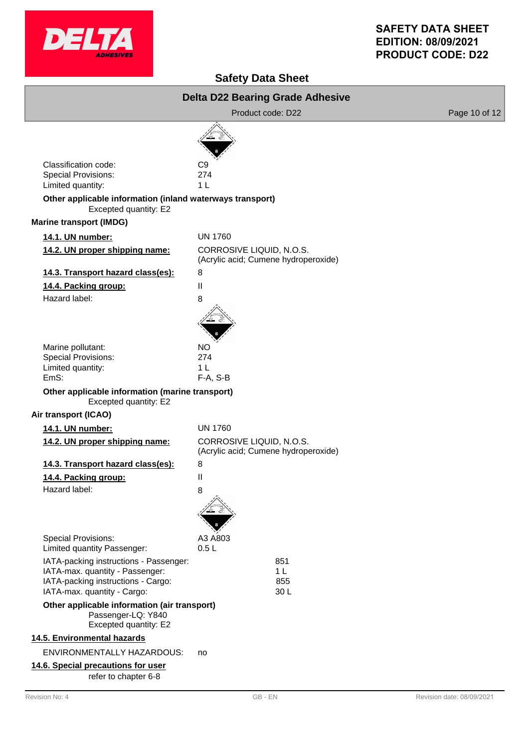| | |
|---|---|
| Classification code: | C9 |
| Special Provisions: | 274 |
| Limited quantity: | 1 L |

**Other applicable information (inland waterways transport)**

Excepted quantity: E2

**Marine transport (IMDG)**

| | |
|---|---|
| **14.1. UN number:** | UN 1760 |
| **14.2. UN proper shipping name:** | CORROSIVE LIQUID, N.O.S. (Acrylic acid; Cumene hydroperoxide) |
| **14.3. Transport hazard class(es):** | 8 |
| **14.4. Packing group:** | II |
| Hazard label: | 8 |
| Marine pollutant: | NO |
| Special Provisions: | 274 |
| Limited quantity: | 1 L |
| EmS: | F-A, S-B |

**Other applicable information (marine transport)**

Excepted quantity: E2

**Air transport (ICAO)**

| | |
|---|---|
| **14.1. UN number:** | UN 1760 |
| **14.2. UN proper shipping name:** | CORROSIVE LIQUID, N.O.S. (Acrylic acid; Cumene hydroperoxide) |
| **14.3. Transport hazard class(es):** | 8 |
| **14.4. Packing group:** | II |
| Hazard label: | 8 |
| Special Provisions: | A3 A803 |
| Limited quantity Passenger: | 0.5 L |

| | |
|---|---|
| IATA-packing instructions - Passenger: | 851 |
| IATA-max. quantity - Passenger: | 1 L |
| IATA-packing instructions - Cargo: | 855 |
| IATA-max. quantity - Cargo: | 30 L |

**Other applicable information (air transport)**

Passenger-LQ: Y840
Excepted quantity: E2

## 14.5. Environmental hazards

ENVIRONMENTALLY HAZARDOUS: no

## 14.6. Special precautions for user

refer to chapter 6-8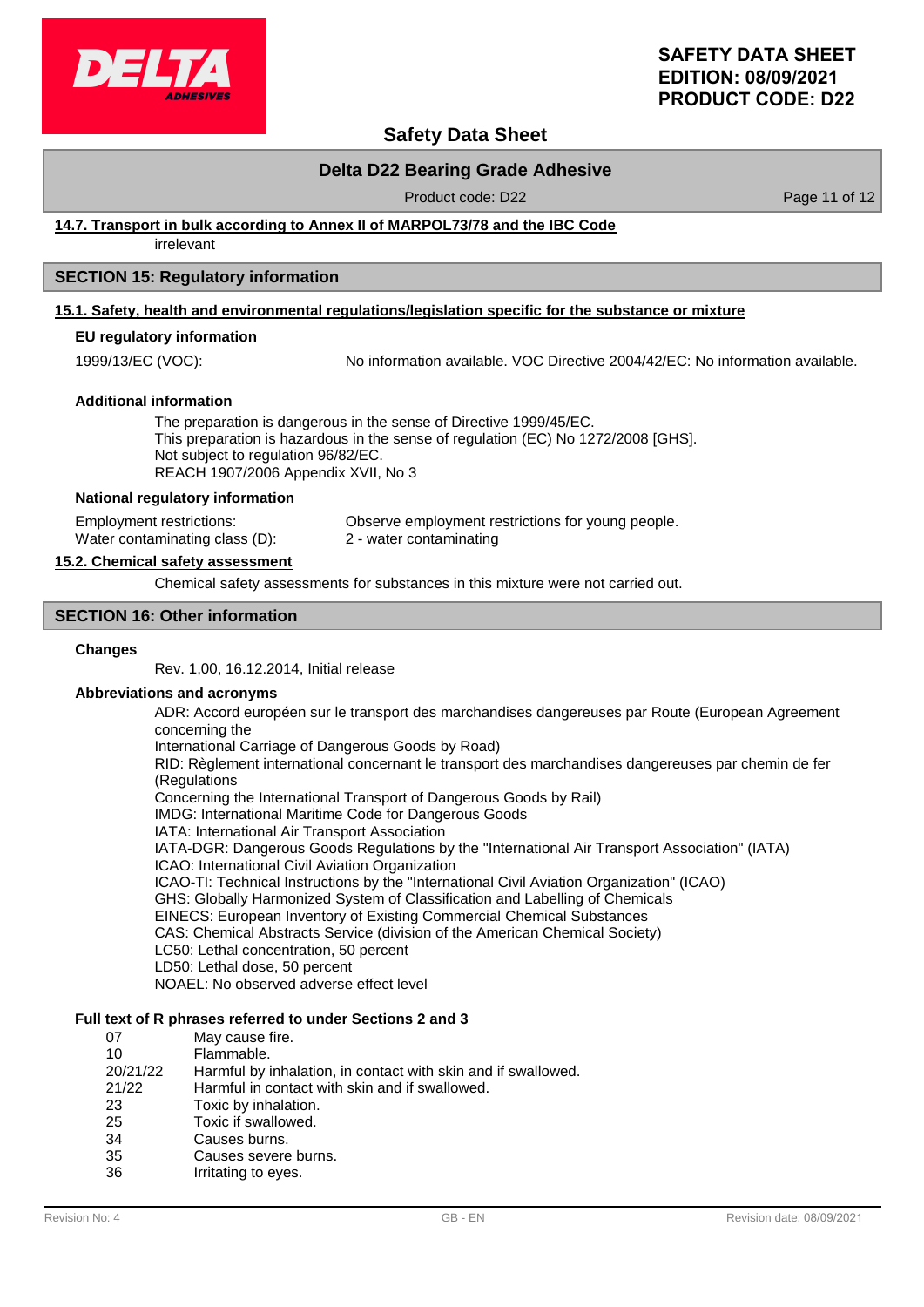### 14.7. Transport in bulk according to Annex II of MARPOL73/78 and the IBC Code

irrelevant

## SECTION 15: Regulatory information

### 15.1. Safety, health and environmental regulations/legislation specific for the substance or mixture

**EU regulatory information**

1999/13/EC (VOC): No information available. VOC Directive 2004/42/EC: No information available.

**Additional information**

The preparation is dangerous in the sense of Directive 1999/45/EC.
This preparation is hazardous in the sense of regulation (EC) No 1272/2008 [GHS].
Not subject to regulation 96/82/EC.
REACH 1907/2006 Appendix XVII, No 3

**National regulatory information**

Employment restrictions: Observe employment restrictions for young people.
Water contaminating class (D): 2 - water contaminating

### 15.2. Chemical safety assessment

Chemical safety assessments for substances in this mixture were not carried out.

## SECTION 16: Other information

**Changes**

Rev. 1,00, 16.12.2014, Initial release

**Abbreviations and acronyms**

ADR: Accord européen sur le transport des marchandises dangereuses par Route (European Agreement concerning the
International Carriage of Dangerous Goods by Road)
RID: Règlement international concernant le transport des marchandises dangereuses par chemin de fer (Regulations
Concerning the International Transport of Dangerous Goods by Rail)
IMDG: International Maritime Code for Dangerous Goods
IATA: International Air Transport Association
IATA-DGR: Dangerous Goods Regulations by the "International Air Transport Association" (IATA)
ICAO: International Civil Aviation Organization
ICAO-TI: Technical Instructions by the "International Civil Aviation Organization" (ICAO)
GHS: Globally Harmonized System of Classification and Labelling of Chemicals
EINECS: European Inventory of Existing Commercial Chemical Substances
CAS: Chemical Abstracts Service (division of the American Chemical Society)
LC50: Lethal concentration, 50 percent
LD50: Lethal dose, 50 percent
NOAEL: No observed adverse effect level

**Full text of R phrases referred to under Sections 2 and 3**

| | |
|---|---|
| 07 | May cause fire. |
| 10 | Flammable. |
| 20/21/22 | Harmful by inhalation, in contact with skin and if swallowed. |
| 21/22 | Harmful in contact with skin and if swallowed. |
| 23 | Toxic by inhalation. |
| 25 | Toxic if swallowed. |
| 34 | Causes burns. |
| 35 | Causes severe burns. |
| 36 | Irritating to eyes. |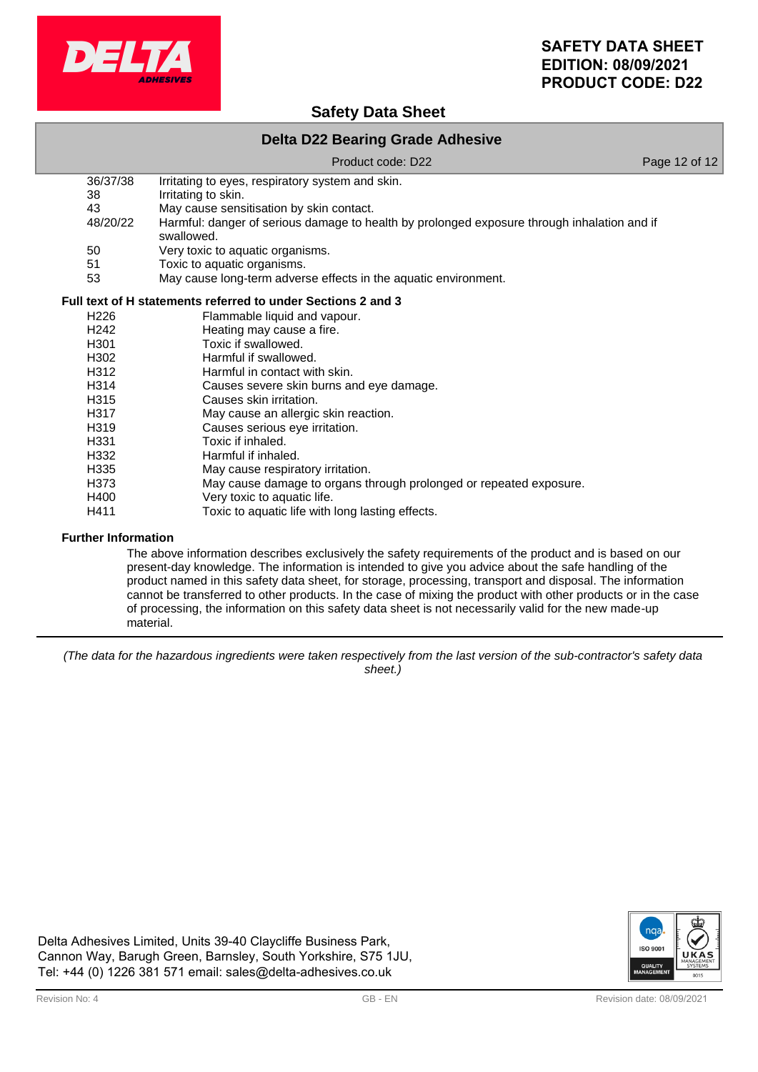| | |
|---|---|
| 36/37/38 | Irritating to eyes, respiratory system and skin. |
| 38 | Irritating to skin. |
| 43 | May cause sensitisation by skin contact. |
| 48/20/22 | Harmful: danger of serious damage to health by prolonged exposure through inhalation and if swallowed. |
| 50 | Very toxic to aquatic organisms. |
| 51 | Toxic to aquatic organisms. |
| 53 | May cause long-term adverse effects in the aquatic environment. |

**Full text of H statements referred to under Sections 2 and 3**

| | |
|---|---|
| H226 | Flammable liquid and vapour. |
| H242 | Heating may cause a fire. |
| H301 | Toxic if swallowed. |
| H302 | Harmful if swallowed. |
| H312 | Harmful in contact with skin. |
| H314 | Causes severe skin burns and eye damage. |
| H315 | Causes skin irritation. |
| H317 | May cause an allergic skin reaction. |
| H319 | Causes serious eye irritation. |
| H331 | Toxic if inhaled. |
| H332 | Harmful if inhaled. |
| H335 | May cause respiratory irritation. |
| H373 | May cause damage to organs through prolonged or repeated exposure. |
| H400 | Very toxic to aquatic life. |
| H411 | Toxic to aquatic life with long lasting effects. |

**Further Information**

The above information describes exclusively the safety requirements of the product and is based on our present-day knowledge. The information is intended to give you advice about the safe handling of the product named in this safety data sheet, for storage, processing, transport and disposal. The information cannot be transferred to other products. In the case of mixing the product with other products or in the case of processing, the information on this safety data sheet is not necessarily valid for the new made-up material.

---

*(The data for the hazardous ingredients were taken respectively from the last version of the sub-contractor's safety data sheet.)*

Delta Adhesives Limited, Units 39-40 Claycliffe Business Park,
Cannon Way, Barugh Green, Barnsley, South Yorkshire, S75 1JU,
Tel: +44 (0) 1226 381 571 email: sales@delta-adhesives.co.uk